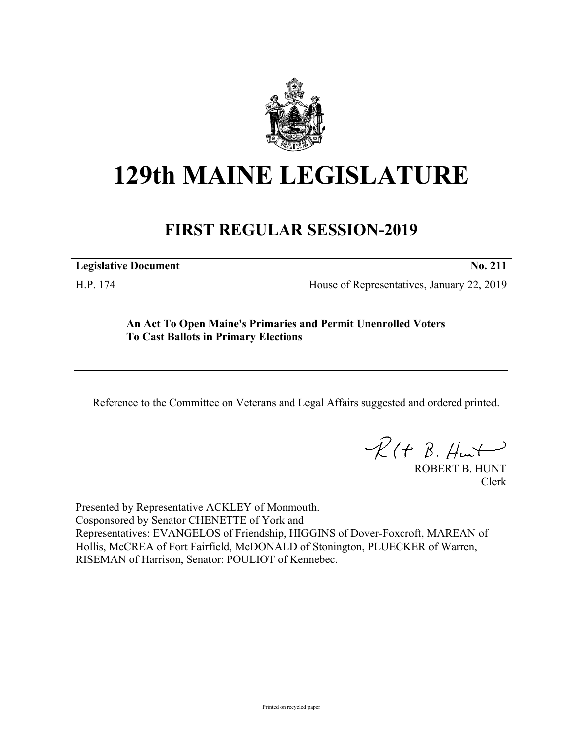# 129th MAINE LEGISLATURE

## FIRST REGULAR SESSION-2019

**Legislative Document** **No. 211**

H.P. 174 House of Representatives, January 22, 2019

**An Act To Open Maine's Primaries and Permit Unenrolled Voters To Cast Ballots in Primary Elections**

Reference to the Committee on Veterans and Legal Affairs suggested and ordered printed.

ROBERT B. HUNT
Clerk

Presented by Representative ACKLEY of Monmouth.
Cosponsored by Senator CHENETTE of York and
Representatives: EVANGELOS of Friendship, HIGGINS of Dover-Foxcroft, MAREAN of Hollis, McCREA of Fort Fairfield, McDONALD of Stonington, PLUECKER of Warren, RISEMAN of Harrison, Senator: POULIOT of Kennebec.

Printed on recycled paper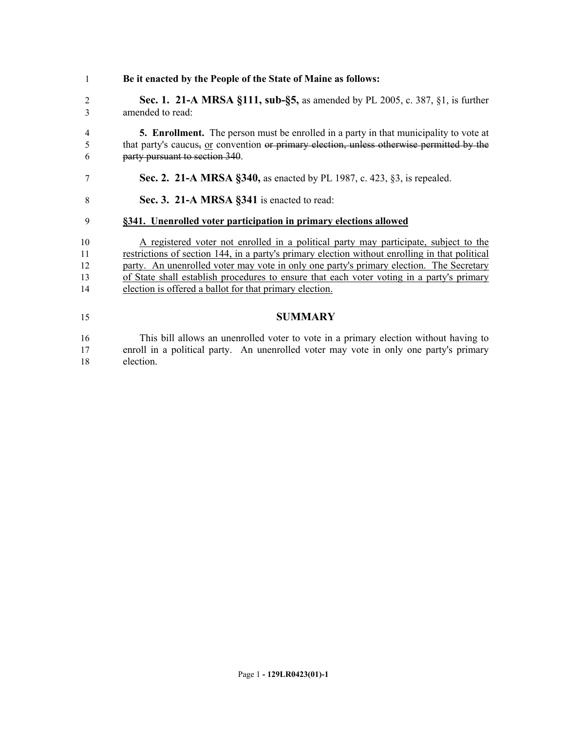**Be it enacted by the People of the State of Maine as follows:**

**Sec. 1. 21-A MRSA §111, sub-§5,** as amended by PL 2005, c. 387, §1, is further amended to read:

**5. Enrollment.** The person must be enrolled in a party in that municipality to vote at that party's caucus~~,~~ <u>or</u> convention ~~or primary election, unless otherwise permitted by the party pursuant to section 340~~.

**Sec. 2. 21-A MRSA §340,** as enacted by PL 1987, c. 423, §3, is repealed.

**Sec. 3. 21-A MRSA §341** is enacted to read:

**<u>§341. Unenrolled voter participation in primary elections allowed</u>**

<u>A registered voter not enrolled in a political party may participate, subject to the restrictions of section 144, in a party's primary election without enrolling in that political party. An unenrolled voter may vote in only one party's primary election. The Secretary of State shall establish procedures to ensure that each voter voting in a party's primary election is offered a ballot for that primary election.</u>

## SUMMARY

This bill allows an unenrolled voter to vote in a primary election without having to enroll in a political party. An unenrolled voter may vote in only one party's primary election.